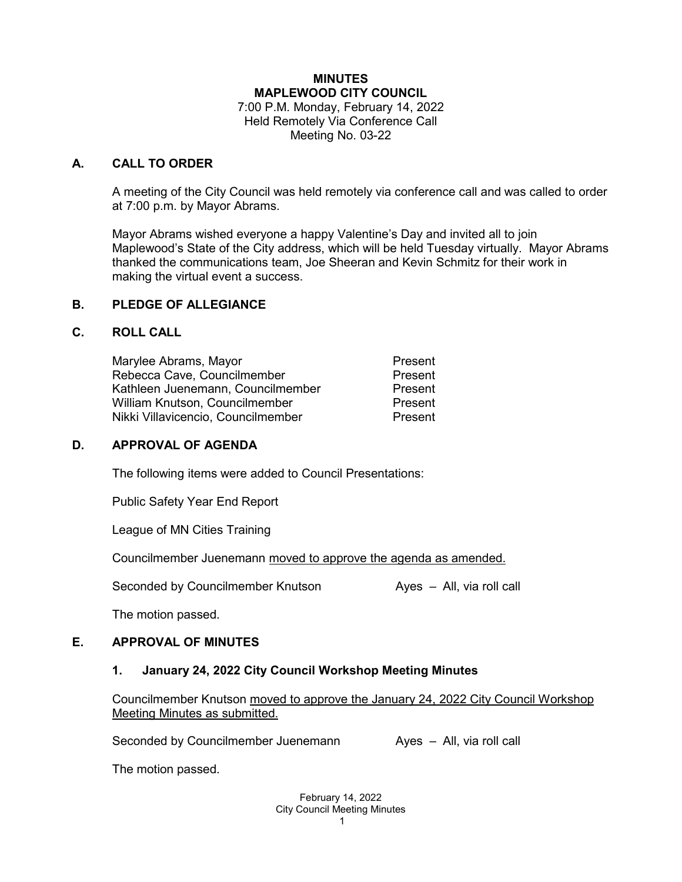# MINUTES
# MAPLEWOOD CITY COUNCIL

7:00 P.M. Monday, February 14, 2022
Held Remotely Via Conference Call
Meeting No. 03-22

## A. CALL TO ORDER

A meeting of the City Council was held remotely via conference call and was called to order at 7:00 p.m. by Mayor Abrams.

Mayor Abrams wished everyone a happy Valentine's Day and invited all to join Maplewood's State of the City address, which will be held Tuesday virtually. Mayor Abrams thanked the communications team, Joe Sheeran and Kevin Schmitz for their work in making the virtual event a success.

## B. PLEDGE OF ALLEGIANCE

## C. ROLL CALL

| | |
|---|---|
| Marylee Abrams, Mayor | Present |
| Rebecca Cave, Councilmember | Present |
| Kathleen Juenemann, Councilmember | Present |
| William Knutson, Councilmember | Present |
| Nikki Villavicencio, Councilmember | Present |

## D. APPROVAL OF AGENDA

The following items were added to Council Presentations:

Public Safety Year End Report

League of MN Cities Training

Councilmember Juenemann moved to approve the agenda as amended.

Seconded by Councilmember Knutson Ayes – All, via roll call

The motion passed.

## E. APPROVAL OF MINUTES

### 1. January 24, 2022 City Council Workshop Meeting Minutes

Councilmember Knutson moved to approve the January 24, 2022 City Council Workshop Meeting Minutes as submitted.

Seconded by Councilmember Juenemann Ayes – All, via roll call

The motion passed.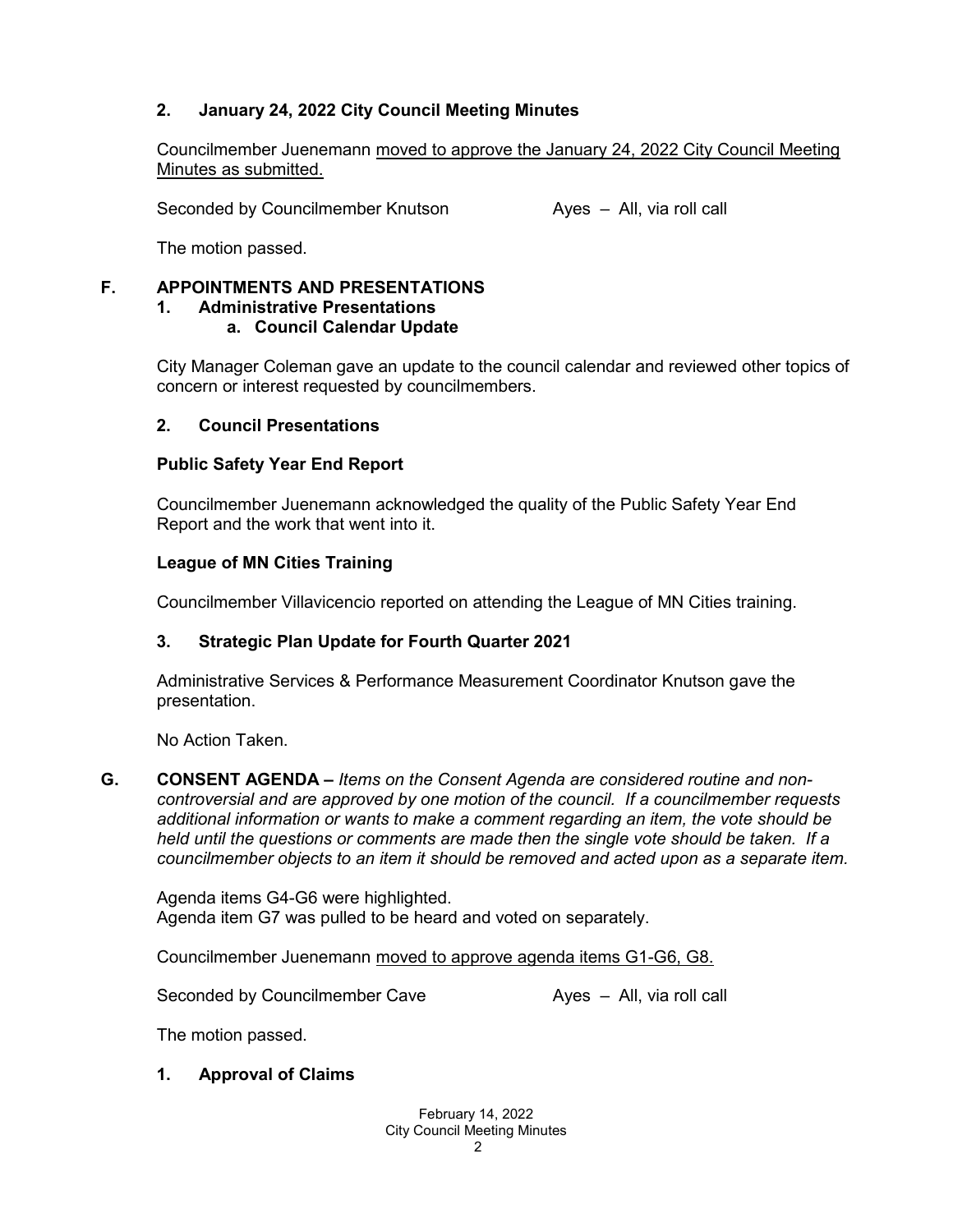**2. January 24, 2022 City Council Meeting Minutes**

Councilmember Juenemann moved to approve the January 24, 2022 City Council Meeting Minutes as submitted.

Seconded by Councilmember Knutson    Ayes – All, via roll call

The motion passed.

## F. APPOINTMENTS AND PRESENTATIONS

### 1. Administrative Presentations

**a. Council Calendar Update**

City Manager Coleman gave an update to the council calendar and reviewed other topics of concern or interest requested by councilmembers.

### 2. Council Presentations

**Public Safety Year End Report**

Councilmember Juenemann acknowledged the quality of the Public Safety Year End Report and the work that went into it.

**League of MN Cities Training**

Councilmember Villavicencio reported on attending the League of MN Cities training.

### 3. Strategic Plan Update for Fourth Quarter 2021

Administrative Services & Performance Measurement Coordinator Knutson gave the presentation.

No Action Taken.

## G. CONSENT AGENDA – *Items on the Consent Agenda are considered routine and non-controversial and are approved by one motion of the council. If a councilmember requests additional information or wants to make a comment regarding an item, the vote should be held until the questions or comments are made then the single vote should be taken. If a councilmember objects to an item it should be removed and acted upon as a separate item.*

Agenda items G4-G6 were highlighted.
Agenda item G7 was pulled to be heard and voted on separately.

Councilmember Juenemann moved to approve agenda items G1-G6, G8.

Seconded by Councilmember Cave    Ayes – All, via roll call

The motion passed.

### 1. Approval of Claims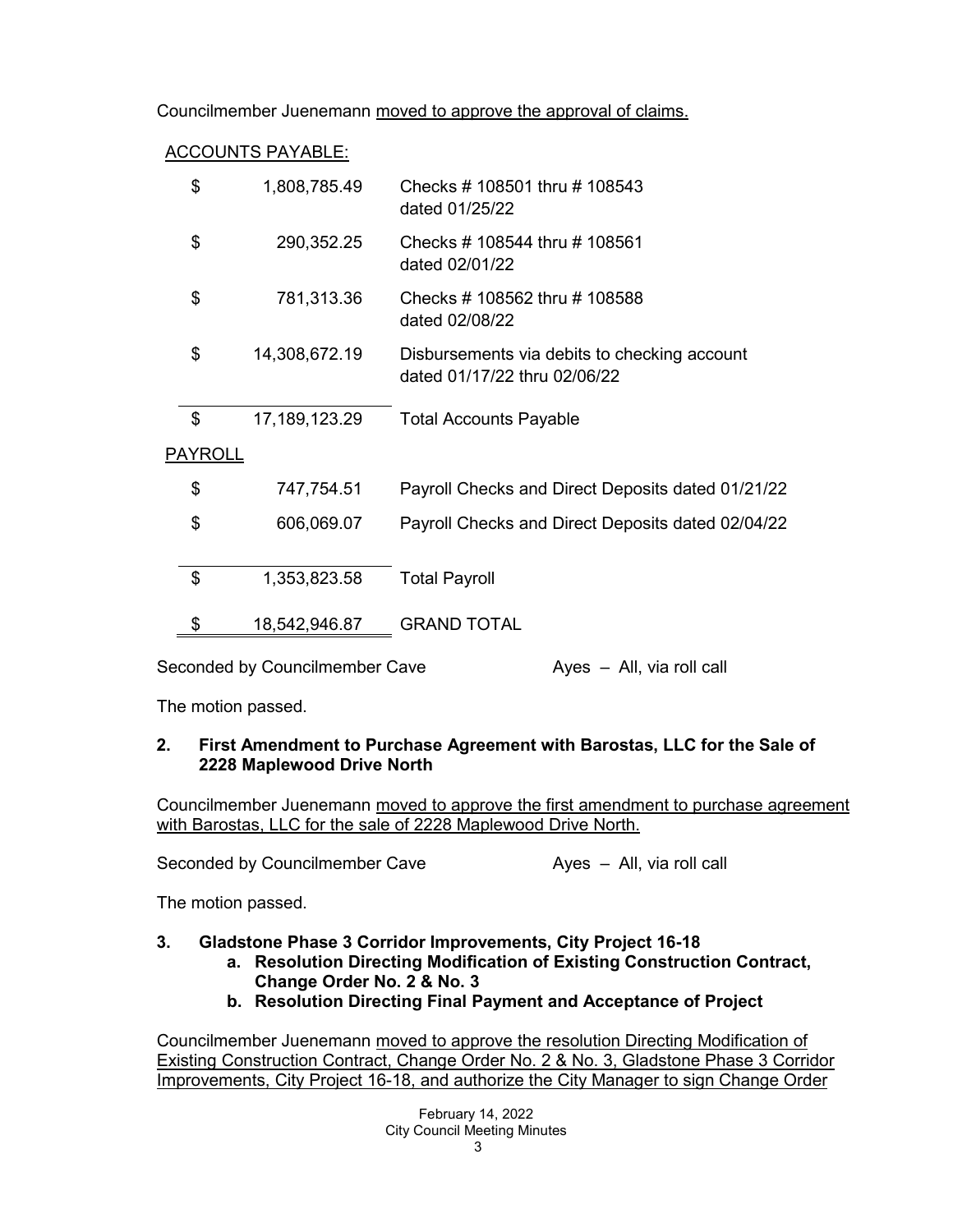Councilmember Juenemann moved to approve the approval of claims.

ACCOUNTS PAYABLE:

| | | |
|---|---|---|
| $ | 1,808,785.49 | Checks # 108501 thru # 108543 dated 01/25/22 |
| $ | 290,352.25 | Checks # 108544 thru # 108561 dated 02/01/22 |
| $ | 781,313.36 | Checks # 108562 thru # 108588 dated 02/08/22 |
| $ | 14,308,672.19 | Disbursements via debits to checking account dated 01/17/22 thru 02/06/22 |
| $ | 17,189,123.29 | Total Accounts Payable |

PAYROLL

| | | |
|---|---|---|
| $ | 747,754.51 | Payroll Checks and Direct Deposits dated 01/21/22 |
| $ | 606,069.07 | Payroll Checks and Direct Deposits dated 02/04/22 |
| $ | 1,353,823.58 | Total Payroll |
| $ | 18,542,946.87 | GRAND TOTAL |

Seconded by Councilmember Cave Ayes – All, via roll call

The motion passed.

**2. First Amendment to Purchase Agreement with Barostas, LLC for the Sale of 2228 Maplewood Drive North**

Councilmember Juenemann moved to approve the first amendment to purchase agreement with Barostas, LLC for the sale of 2228 Maplewood Drive North.

Seconded by Councilmember Cave Ayes – All, via roll call

The motion passed.

**3. Gladstone Phase 3 Corridor Improvements, City Project 16-18**
   **a. Resolution Directing Modification of Existing Construction Contract, Change Order No. 2 & No. 3**
   **b. Resolution Directing Final Payment and Acceptance of Project**

Councilmember Juenemann moved to approve the resolution Directing Modification of Existing Construction Contract, Change Order No. 2 & No. 3, Gladstone Phase 3 Corridor Improvements, City Project 16-18, and authorize the City Manager to sign Change Order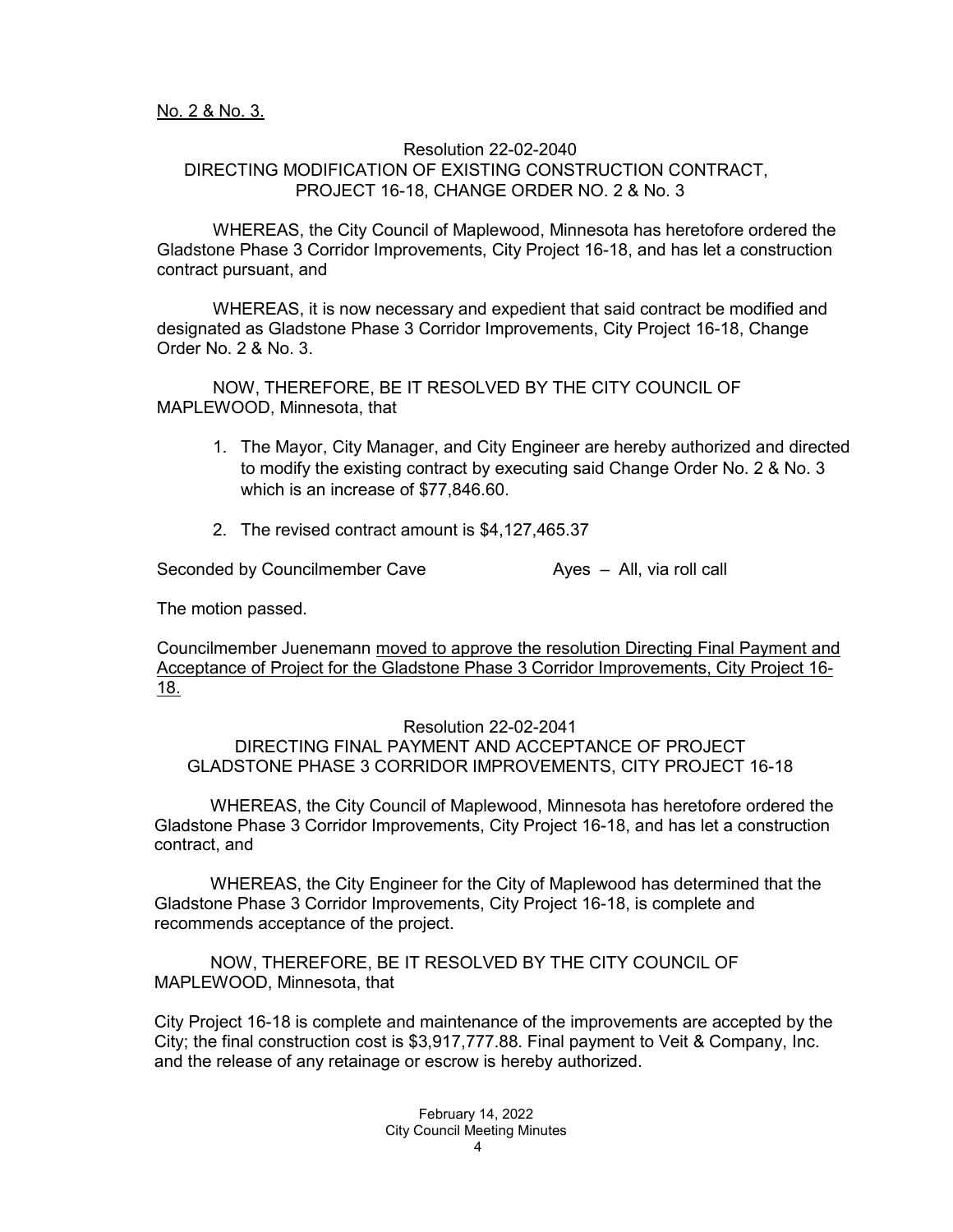No. 2 & No. 3.

Resolution 22-02-2040
DIRECTING MODIFICATION OF EXISTING CONSTRUCTION CONTRACT,
PROJECT 16-18, CHANGE ORDER NO. 2 & No. 3

WHEREAS, the City Council of Maplewood, Minnesota has heretofore ordered the Gladstone Phase 3 Corridor Improvements, City Project 16-18, and has let a construction contract pursuant, and

WHEREAS, it is now necessary and expedient that said contract be modified and designated as Gladstone Phase 3 Corridor Improvements, City Project 16-18, Change Order No. 2 & No. 3.

NOW, THEREFORE, BE IT RESOLVED BY THE CITY COUNCIL OF MAPLEWOOD, Minnesota, that

1. The Mayor, City Manager, and City Engineer are hereby authorized and directed to modify the existing contract by executing said Change Order No. 2 & No. 3 which is an increase of $77,846.60.

2. The revised contract amount is $4,127,465.37

Seconded by Councilmember Cave Ayes – All, via roll call

The motion passed.

Councilmember Juenemann moved to approve the resolution Directing Final Payment and Acceptance of Project for the Gladstone Phase 3 Corridor Improvements, City Project 16-18.

Resolution 22-02-2041
DIRECTING FINAL PAYMENT AND ACCEPTANCE OF PROJECT
GLADSTONE PHASE 3 CORRIDOR IMPROVEMENTS, CITY PROJECT 16-18

WHEREAS, the City Council of Maplewood, Minnesota has heretofore ordered the Gladstone Phase 3 Corridor Improvements, City Project 16-18, and has let a construction contract, and

WHEREAS, the City Engineer for the City of Maplewood has determined that the Gladstone Phase 3 Corridor Improvements, City Project 16-18, is complete and recommends acceptance of the project.

NOW, THEREFORE, BE IT RESOLVED BY THE CITY COUNCIL OF MAPLEWOOD, Minnesota, that

City Project 16-18 is complete and maintenance of the improvements are accepted by the City; the final construction cost is $3,917,777.88. Final payment to Veit & Company, Inc. and the release of any retainage or escrow is hereby authorized.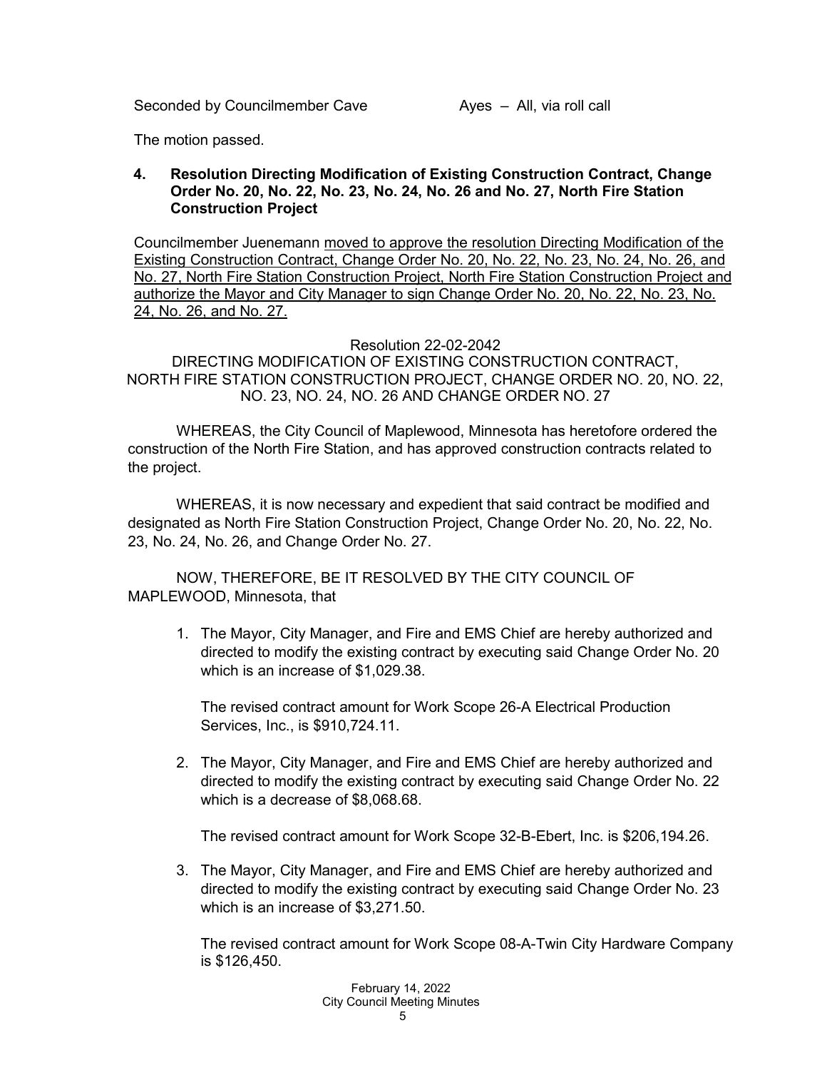Seconded by Councilmember Cave Ayes – All, via roll call

The motion passed.

**4. Resolution Directing Modification of Existing Construction Contract, Change Order No. 20, No. 22, No. 23, No. 24, No. 26 and No. 27, North Fire Station Construction Project**

Councilmember Juenemann moved to approve the resolution Directing Modification of the Existing Construction Contract, Change Order No. 20, No. 22, No. 23, No. 24, No. 26, and No. 27, North Fire Station Construction Project, North Fire Station Construction Project and authorize the Mayor and City Manager to sign Change Order No. 20, No. 22, No. 23, No. 24, No. 26, and No. 27.

Resolution 22-02-2042
DIRECTING MODIFICATION OF EXISTING CONSTRUCTION CONTRACT, NORTH FIRE STATION CONSTRUCTION PROJECT, CHANGE ORDER NO. 20, NO. 22, NO. 23, NO. 24, NO. 26 AND CHANGE ORDER NO. 27

WHEREAS, the City Council of Maplewood, Minnesota has heretofore ordered the construction of the North Fire Station, and has approved construction contracts related to the project.

WHEREAS, it is now necessary and expedient that said contract be modified and designated as North Fire Station Construction Project, Change Order No. 20, No. 22, No. 23, No. 24, No. 26, and Change Order No. 27.

NOW, THEREFORE, BE IT RESOLVED BY THE CITY COUNCIL OF MAPLEWOOD, Minnesota, that

1. The Mayor, City Manager, and Fire and EMS Chief are hereby authorized and directed to modify the existing contract by executing said Change Order No. 20 which is an increase of $1,029.38.

   The revised contract amount for Work Scope 26-A Electrical Production Services, Inc., is $910,724.11.

2. The Mayor, City Manager, and Fire and EMS Chief are hereby authorized and directed to modify the existing contract by executing said Change Order No. 22 which is a decrease of $8,068.68.

   The revised contract amount for Work Scope 32-B-Ebert, Inc. is $206,194.26.

3. The Mayor, City Manager, and Fire and EMS Chief are hereby authorized and directed to modify the existing contract by executing said Change Order No. 23 which is an increase of $3,271.50.

   The revised contract amount for Work Scope 08-A-Twin City Hardware Company is $126,450.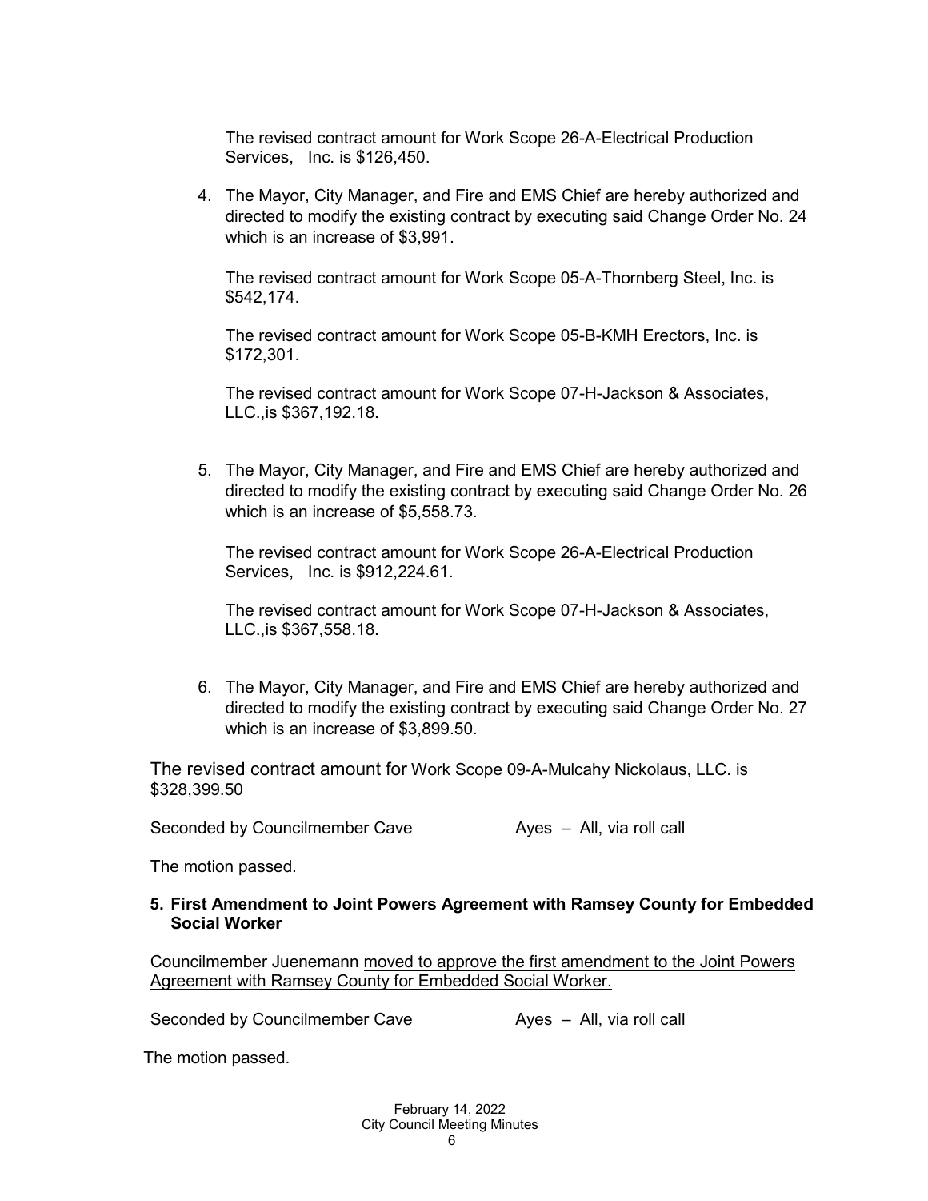The revised contract amount for Work Scope 26-A-Electrical Production Services, Inc. is $126,450.

4. The Mayor, City Manager, and Fire and EMS Chief are hereby authorized and directed to modify the existing contract by executing said Change Order No. 24 which is an increase of $3,991.

   The revised contract amount for Work Scope 05-A-Thornberg Steel, Inc. is $542,174.

   The revised contract amount for Work Scope 05-B-KMH Erectors, Inc. is $172,301.

   The revised contract amount for Work Scope 07-H-Jackson & Associates, LLC.,is $367,192.18.

5. The Mayor, City Manager, and Fire and EMS Chief are hereby authorized and directed to modify the existing contract by executing said Change Order No. 26 which is an increase of $5,558.73.

   The revised contract amount for Work Scope 26-A-Electrical Production Services, Inc. is $912,224.61.

   The revised contract amount for Work Scope 07-H-Jackson & Associates, LLC.,is $367,558.18.

6. The Mayor, City Manager, and Fire and EMS Chief are hereby authorized and directed to modify the existing contract by executing said Change Order No. 27 which is an increase of $3,899.50.

The revised contract amount for Work Scope 09-A-Mulcahy Nickolaus, LLC. is $328,399.50

Seconded by Councilmember Cave Ayes – All, via roll call

The motion passed.

**5. First Amendment to Joint Powers Agreement with Ramsey County for Embedded Social Worker**

Councilmember Juenemann moved to approve the first amendment to the Joint Powers Agreement with Ramsey County for Embedded Social Worker.

Seconded by Councilmember Cave Ayes – All, via roll call

The motion passed.

February 14, 2022
City Council Meeting Minutes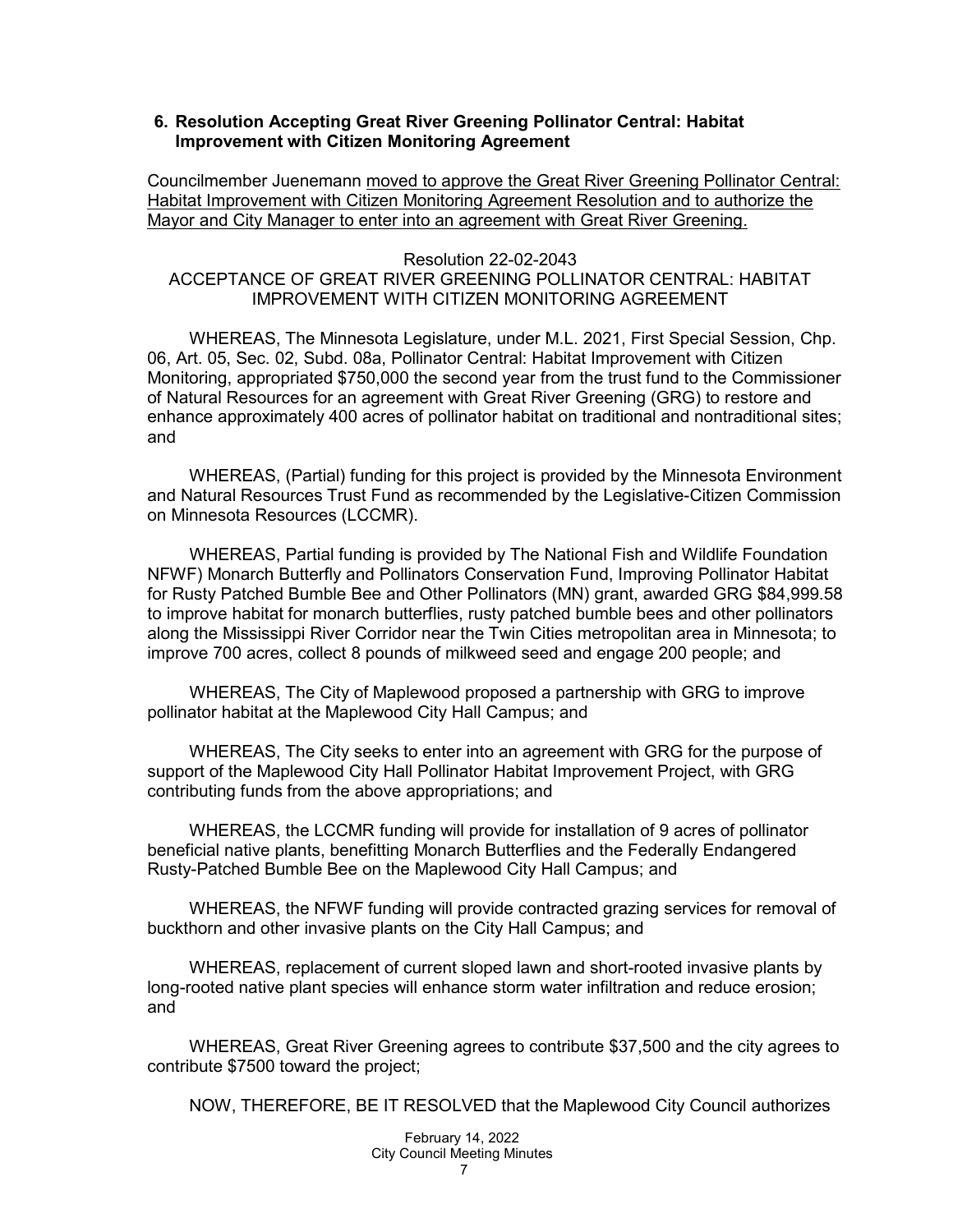### 6. Resolution Accepting Great River Greening Pollinator Central: Habitat Improvement with Citizen Monitoring Agreement

Councilmember Juenemann moved to approve the Great River Greening Pollinator Central: Habitat Improvement with Citizen Monitoring Agreement Resolution and to authorize the Mayor and City Manager to enter into an agreement with Great River Greening.

Resolution 22-02-2043
ACCEPTANCE OF GREAT RIVER GREENING POLLINATOR CENTRAL: HABITAT IMPROVEMENT WITH CITIZEN MONITORING AGREEMENT

WHEREAS, The Minnesota Legislature, under M.L. 2021, First Special Session, Chp. 06, Art. 05, Sec. 02, Subd. 08a, Pollinator Central: Habitat Improvement with Citizen Monitoring, appropriated $750,000 the second year from the trust fund to the Commissioner of Natural Resources for an agreement with Great River Greening (GRG) to restore and enhance approximately 400 acres of pollinator habitat on traditional and nontraditional sites; and

WHEREAS, (Partial) funding for this project is provided by the Minnesota Environment and Natural Resources Trust Fund as recommended by the Legislative-Citizen Commission on Minnesota Resources (LCCMR).

WHEREAS, Partial funding is provided by The National Fish and Wildlife Foundation NFWF) Monarch Butterfly and Pollinators Conservation Fund, Improving Pollinator Habitat for Rusty Patched Bumble Bee and Other Pollinators (MN) grant, awarded GRG $84,999.58 to improve habitat for monarch butterflies, rusty patched bumble bees and other pollinators along the Mississippi River Corridor near the Twin Cities metropolitan area in Minnesota; to improve 700 acres, collect 8 pounds of milkweed seed and engage 200 people; and

WHEREAS, The City of Maplewood proposed a partnership with GRG to improve pollinator habitat at the Maplewood City Hall Campus; and

WHEREAS, The City seeks to enter into an agreement with GRG for the purpose of support of the Maplewood City Hall Pollinator Habitat Improvement Project, with GRG contributing funds from the above appropriations; and

WHEREAS, the LCCMR funding will provide for installation of 9 acres of pollinator beneficial native plants, benefitting Monarch Butterflies and the Federally Endangered Rusty-Patched Bumble Bee on the Maplewood City Hall Campus; and

WHEREAS, the NFWF funding will provide contracted grazing services for removal of buckthorn and other invasive plants on the City Hall Campus; and

WHEREAS, replacement of current sloped lawn and short-rooted invasive plants by long-rooted native plant species will enhance storm water infiltration and reduce erosion; and

WHEREAS, Great River Greening agrees to contribute $37,500 and the city agrees to contribute $7500 toward the project;

NOW, THEREFORE, BE IT RESOLVED that the Maplewood City Council authorizes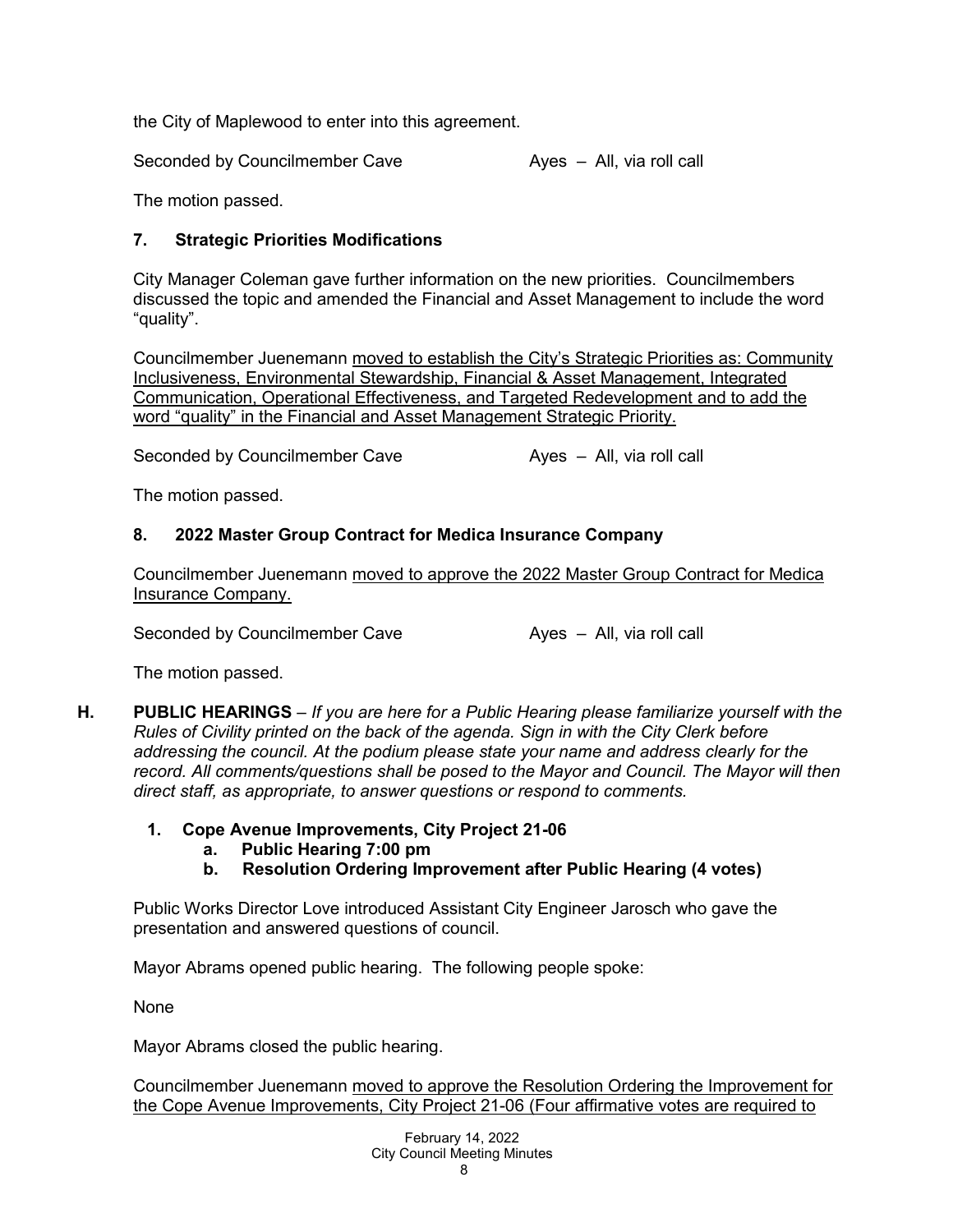the City of Maplewood to enter into this agreement.

Seconded by Councilmember Cave Ayes – All, via roll call

The motion passed.

**7. Strategic Priorities Modifications**

City Manager Coleman gave further information on the new priorities. Councilmembers discussed the topic and amended the Financial and Asset Management to include the word "quality".

Councilmember Juenemann moved to establish the City's Strategic Priorities as: Community Inclusiveness, Environmental Stewardship, Financial & Asset Management, Integrated Communication, Operational Effectiveness, and Targeted Redevelopment and to add the word "quality" in the Financial and Asset Management Strategic Priority.

Seconded by Councilmember Cave Ayes – All, via roll call

The motion passed.

**8. 2022 Master Group Contract for Medica Insurance Company**

Councilmember Juenemann moved to approve the 2022 Master Group Contract for Medica Insurance Company.

Seconded by Councilmember Cave Ayes – All, via roll call

The motion passed.

**H. PUBLIC HEARINGS** – *If you are here for a Public Hearing please familiarize yourself with the Rules of Civility printed on the back of the agenda. Sign in with the City Clerk before addressing the council. At the podium please state your name and address clearly for the record. All comments/questions shall be posed to the Mayor and Council. The Mayor will then direct staff, as appropriate, to answer questions or respond to comments.*

**1. Cope Avenue Improvements, City Project 21-06**

**a. Public Hearing 7:00 pm**

**b. Resolution Ordering Improvement after Public Hearing (4 votes)**

Public Works Director Love introduced Assistant City Engineer Jarosch who gave the presentation and answered questions of council.

Mayor Abrams opened public hearing. The following people spoke:

None

Mayor Abrams closed the public hearing.

Councilmember Juenemann moved to approve the Resolution Ordering the Improvement for the Cope Avenue Improvements, City Project 21-06 (Four affirmative votes are required to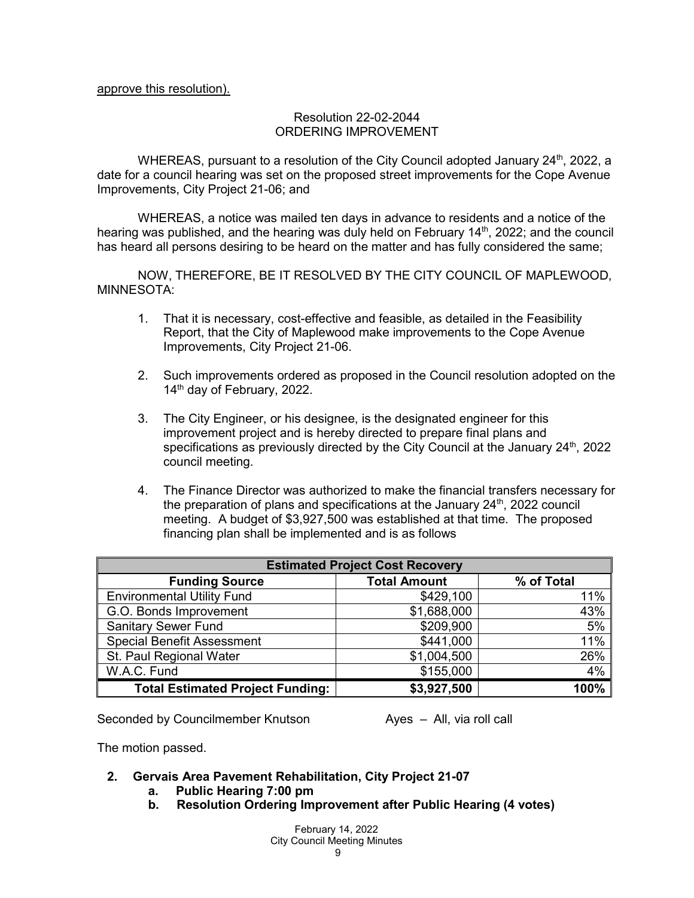approve this resolution).

Resolution 22-02-2044
ORDERING IMPROVEMENT

WHEREAS, pursuant to a resolution of the City Council adopted January 24th, 2022, a date for a council hearing was set on the proposed street improvements for the Cope Avenue Improvements, City Project 21-06; and

WHEREAS, a notice was mailed ten days in advance to residents and a notice of the hearing was published, and the hearing was duly held on February 14th, 2022; and the council has heard all persons desiring to be heard on the matter and has fully considered the same;

NOW, THEREFORE, BE IT RESOLVED BY THE CITY COUNCIL OF MAPLEWOOD, MINNESOTA:

1. That it is necessary, cost-effective and feasible, as detailed in the Feasibility Report, that the City of Maplewood make improvements to the Cope Avenue Improvements, City Project 21-06.

2. Such improvements ordered as proposed in the Council resolution adopted on the 14th day of February, 2022.

3. The City Engineer, or his designee, is the designated engineer for this improvement project and is hereby directed to prepare final plans and specifications as previously directed by the City Council at the January 24th, 2022 council meeting.

4. The Finance Director was authorized to make the financial transfers necessary for the preparation of plans and specifications at the January 24th, 2022 council meeting. A budget of $3,927,500 was established at that time. The proposed financing plan shall be implemented and is as follows

| Estimated Project Cost Recovery | | |
|---|---|---|
| **Funding Source** | **Total Amount** | **% of Total** |
| Environmental Utility Fund | $429,100 | 11% |
| G.O. Bonds Improvement | $1,688,000 | 43% |
| Sanitary Sewer Fund | $209,900 | 5% |
| Special Benefit Assessment | $441,000 | 11% |
| St. Paul Regional Water | $1,004,500 | 26% |
| W.A.C. Fund | $155,000 | 4% |
| **Total Estimated Project Funding:** | **$3,927,500** | **100%** |

Seconded by Councilmember Knutson     Ayes – All, via roll call

The motion passed.

2. **Gervais Area Pavement Rehabilitation, City Project 21-07**
   a. **Public Hearing 7:00 pm**
   b. **Resolution Ordering Improvement after Public Hearing (4 votes)**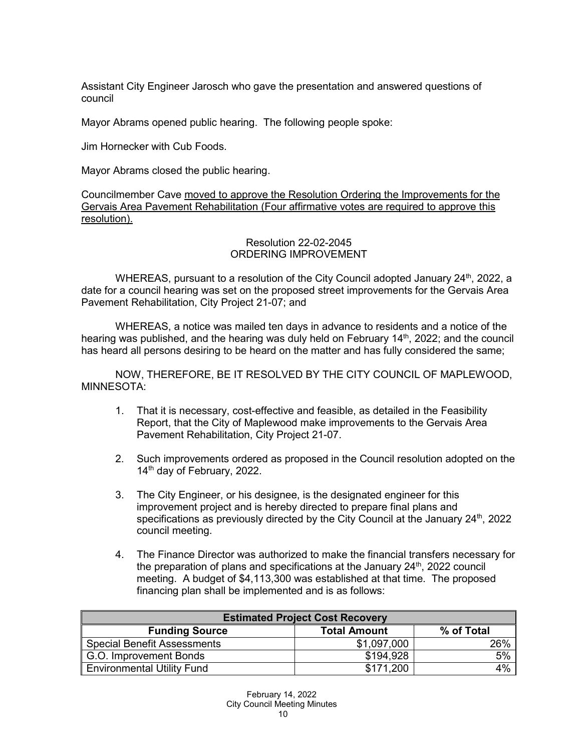Assistant City Engineer Jarosch who gave the presentation and answered questions of council

Mayor Abrams opened public hearing. The following people spoke:

Jim Hornecker with Cub Foods.

Mayor Abrams closed the public hearing.

Councilmember Cave moved to approve the Resolution Ordering the Improvements for the Gervais Area Pavement Rehabilitation (Four affirmative votes are required to approve this resolution).

Resolution 22-02-2045
ORDERING IMPROVEMENT

WHEREAS, pursuant to a resolution of the City Council adopted January 24th, 2022, a date for a council hearing was set on the proposed street improvements for the Gervais Area Pavement Rehabilitation, City Project 21-07; and

WHEREAS, a notice was mailed ten days in advance to residents and a notice of the hearing was published, and the hearing was duly held on February 14th, 2022; and the council has heard all persons desiring to be heard on the matter and has fully considered the same;

NOW, THEREFORE, BE IT RESOLVED BY THE CITY COUNCIL OF MAPLEWOOD, MINNESOTA:

1. That it is necessary, cost-effective and feasible, as detailed in the Feasibility Report, that the City of Maplewood make improvements to the Gervais Area Pavement Rehabilitation, City Project 21-07.

2. Such improvements ordered as proposed in the Council resolution adopted on the 14th day of February, 2022.

3. The City Engineer, or his designee, is the designated engineer for this improvement project and is hereby directed to prepare final plans and specifications as previously directed by the City Council at the January 24th, 2022 council meeting.

4. The Finance Director was authorized to make the financial transfers necessary for the preparation of plans and specifications at the January 24th, 2022 council meeting. A budget of $4,113,300 was established at that time. The proposed financing plan shall be implemented and is as follows:

| Estimated Project Cost Recovery | | |
|---|---|---|
| **Funding Source** | **Total Amount** | **% of Total** |
| Special Benefit Assessments | $1,097,000 | 26% |
| G.O. Improvement Bonds | $194,928 | 5% |
| Environmental Utility Fund | $171,200 | 4% |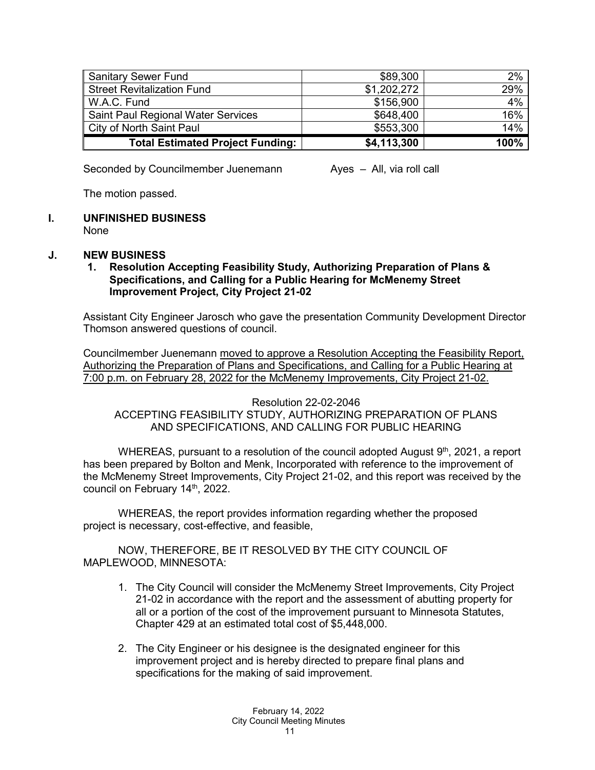| | | |
|---|---|---|
| Sanitary Sewer Fund | $89,300 | 2% |
| Street Revitalization Fund | $1,202,272 | 29% |
| W.A.C. Fund | $156,900 | 4% |
| Saint Paul Regional Water Services | $648,400 | 16% |
| City of North Saint Paul | $553,300 | 14% |
| **Total Estimated Project Funding:** | **$4,113,300** | **100%** |

Seconded by Councilmember Juenemann     Ayes – All, via roll call

The motion passed.

## I. UNFINISHED BUSINESS

None

## J. NEW BUSINESS

### 1. Resolution Accepting Feasibility Study, Authorizing Preparation of Plans & Specifications, and Calling for a Public Hearing for McMenemy Street Improvement Project, City Project 21-02

Assistant City Engineer Jarosch who gave the presentation Community Development Director Thomson answered questions of council.

Councilmember Juenemann moved to approve a Resolution Accepting the Feasibility Report, Authorizing the Preparation of Plans and Specifications, and Calling for a Public Hearing at 7:00 p.m. on February 28, 2022 for the McMenemy Improvements, City Project 21-02.

Resolution 22-02-2046
ACCEPTING FEASIBILITY STUDY, AUTHORIZING PREPARATION OF PLANS AND SPECIFICATIONS, AND CALLING FOR PUBLIC HEARING

WHEREAS, pursuant to a resolution of the council adopted August 9th, 2021, a report has been prepared by Bolton and Menk, Incorporated with reference to the improvement of the McMenemy Street Improvements, City Project 21-02, and this report was received by the council on February 14th, 2022.

WHEREAS, the report provides information regarding whether the proposed project is necessary, cost-effective, and feasible,

NOW, THEREFORE, BE IT RESOLVED BY THE CITY COUNCIL OF MAPLEWOOD, MINNESOTA:

1. The City Council will consider the McMenemy Street Improvements, City Project 21-02 in accordance with the report and the assessment of abutting property for all or a portion of the cost of the improvement pursuant to Minnesota Statutes, Chapter 429 at an estimated total cost of $5,448,000.

2. The City Engineer or his designee is the designated engineer for this improvement project and is hereby directed to prepare final plans and specifications for the making of said improvement.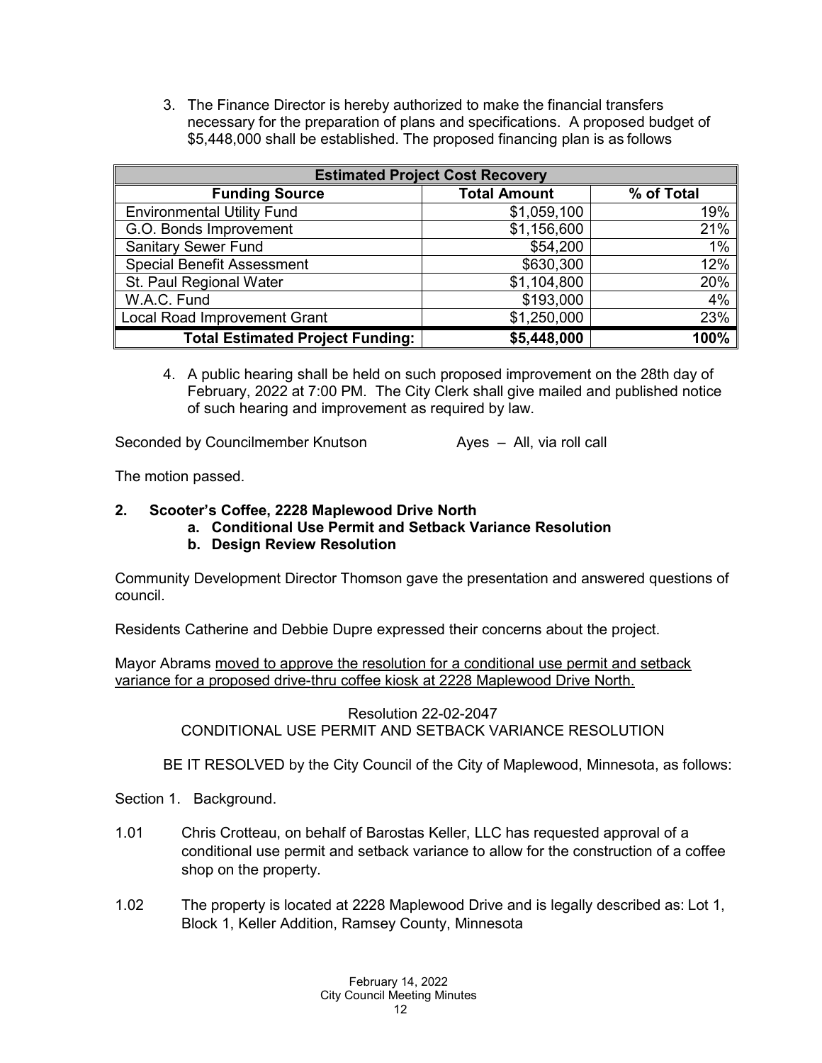3. The Finance Director is hereby authorized to make the financial transfers necessary for the preparation of plans and specifications. A proposed budget of $5,448,000 shall be established. The proposed financing plan is as follows

| Estimated Project Cost Recovery | | |
|---|---|---|
| **Funding Source** | **Total Amount** | **% of Total** |
| Environmental Utility Fund | $1,059,100 | 19% |
| G.O. Bonds Improvement | $1,156,600 | 21% |
| Sanitary Sewer Fund | $54,200 | 1% |
| Special Benefit Assessment | $630,300 | 12% |
| St. Paul Regional Water | $1,104,800 | 20% |
| W.A.C. Fund | $193,000 | 4% |
| Local Road Improvement Grant | $1,250,000 | 23% |
| **Total Estimated Project Funding:** | **$5,448,000** | **100%** |

4. A public hearing shall be held on such proposed improvement on the 28th day of February, 2022 at 7:00 PM. The City Clerk shall give mailed and published notice of such hearing and improvement as required by law.

Seconded by Councilmember Knutson Ayes – All, via roll call

The motion passed.

**2. Scooter's Coffee, 2228 Maplewood Drive North**

**a. Conditional Use Permit and Setback Variance Resolution**

**b. Design Review Resolution**

Community Development Director Thomson gave the presentation and answered questions of council.

Residents Catherine and Debbie Dupre expressed their concerns about the project.

Mayor Abrams moved to approve the resolution for a conditional use permit and setback variance for a proposed drive-thru coffee kiosk at 2228 Maplewood Drive North.

Resolution 22-02-2047
CONDITIONAL USE PERMIT AND SETBACK VARIANCE RESOLUTION

BE IT RESOLVED by the City Council of the City of Maplewood, Minnesota, as follows:

Section 1. Background.

1.01 Chris Crotteau, on behalf of Barostas Keller, LLC has requested approval of a conditional use permit and setback variance to allow for the construction of a coffee shop on the property.

1.02 The property is located at 2228 Maplewood Drive and is legally described as: Lot 1, Block 1, Keller Addition, Ramsey County, Minnesota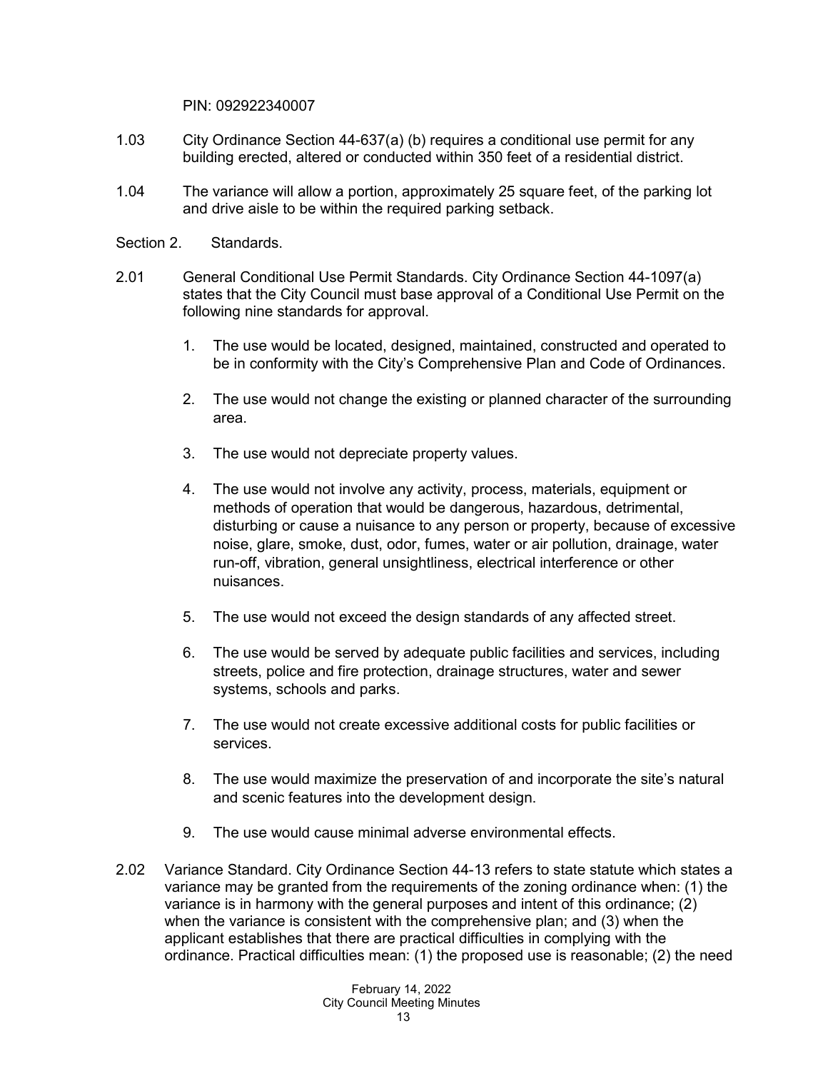PIN: 092922340007

1.03 City Ordinance Section 44-637(a) (b) requires a conditional use permit for any building erected, altered or conducted within 350 feet of a residential district.

1.04 The variance will allow a portion, approximately 25 square feet, of the parking lot and drive aisle to be within the required parking setback.

Section 2. Standards.

2.01 General Conditional Use Permit Standards. City Ordinance Section 44-1097(a) states that the City Council must base approval of a Conditional Use Permit on the following nine standards for approval.

1. The use would be located, designed, maintained, constructed and operated to be in conformity with the City's Comprehensive Plan and Code of Ordinances.

2. The use would not change the existing or planned character of the surrounding area.

3. The use would not depreciate property values.

4. The use would not involve any activity, process, materials, equipment or methods of operation that would be dangerous, hazardous, detrimental, disturbing or cause a nuisance to any person or property, because of excessive noise, glare, smoke, dust, odor, fumes, water or air pollution, drainage, water run-off, vibration, general unsightliness, electrical interference or other nuisances.

5. The use would not exceed the design standards of any affected street.

6. The use would be served by adequate public facilities and services, including streets, police and fire protection, drainage structures, water and sewer systems, schools and parks.

7. The use would not create excessive additional costs for public facilities or services.

8. The use would maximize the preservation of and incorporate the site's natural and scenic features into the development design.

9. The use would cause minimal adverse environmental effects.

2.02 Variance Standard. City Ordinance Section 44-13 refers to state statute which states a variance may be granted from the requirements of the zoning ordinance when: (1) the variance is in harmony with the general purposes and intent of this ordinance; (2) when the variance is consistent with the comprehensive plan; and (3) when the applicant establishes that there are practical difficulties in complying with the ordinance. Practical difficulties mean: (1) the proposed use is reasonable; (2) the need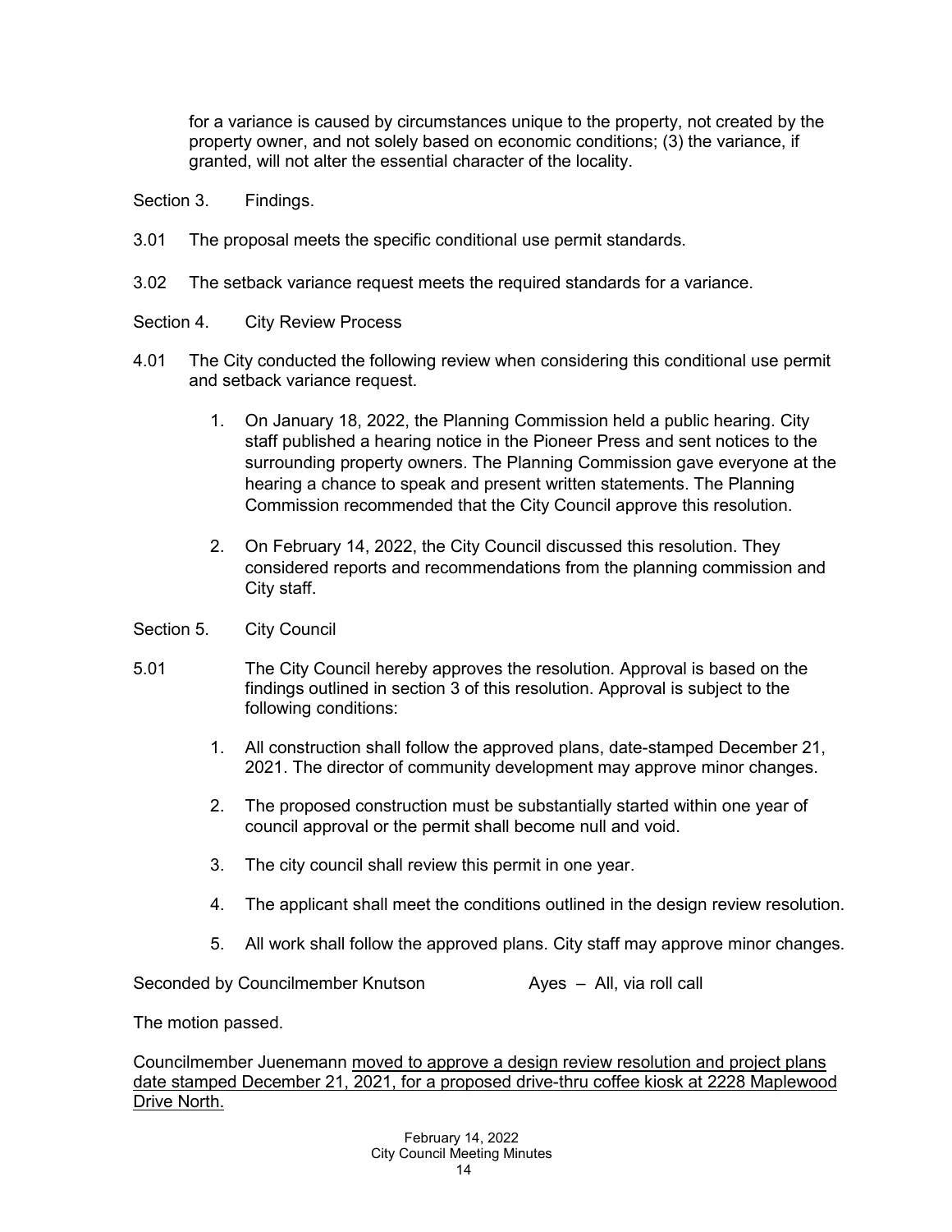for a variance is caused by circumstances unique to the property, not created by the property owner, and not solely based on economic conditions; (3) the variance, if granted, will not alter the essential character of the locality.

Section 3. Findings.

3.01 The proposal meets the specific conditional use permit standards.

3.02 The setback variance request meets the required standards for a variance.

Section 4. City Review Process

4.01 The City conducted the following review when considering this conditional use permit and setback variance request.

1. On January 18, 2022, the Planning Commission held a public hearing. City staff published a hearing notice in the Pioneer Press and sent notices to the surrounding property owners. The Planning Commission gave everyone at the hearing a chance to speak and present written statements. The Planning Commission recommended that the City Council approve this resolution.

2. On February 14, 2022, the City Council discussed this resolution. They considered reports and recommendations from the planning commission and City staff.

Section 5. City Council

5.01 The City Council hereby approves the resolution. Approval is based on the findings outlined in section 3 of this resolution. Approval is subject to the following conditions:

1. All construction shall follow the approved plans, date-stamped December 21, 2021. The director of community development may approve minor changes.

2. The proposed construction must be substantially started within one year of council approval or the permit shall become null and void.

3. The city council shall review this permit in one year.

4. The applicant shall meet the conditions outlined in the design review resolution.

5. All work shall follow the approved plans. City staff may approve minor changes.

Seconded by Councilmember Knutson Ayes – All, via roll call

The motion passed.

Councilmember Juenemann moved to approve a design review resolution and project plans date stamped December 21, 2021, for a proposed drive-thru coffee kiosk at 2228 Maplewood Drive North.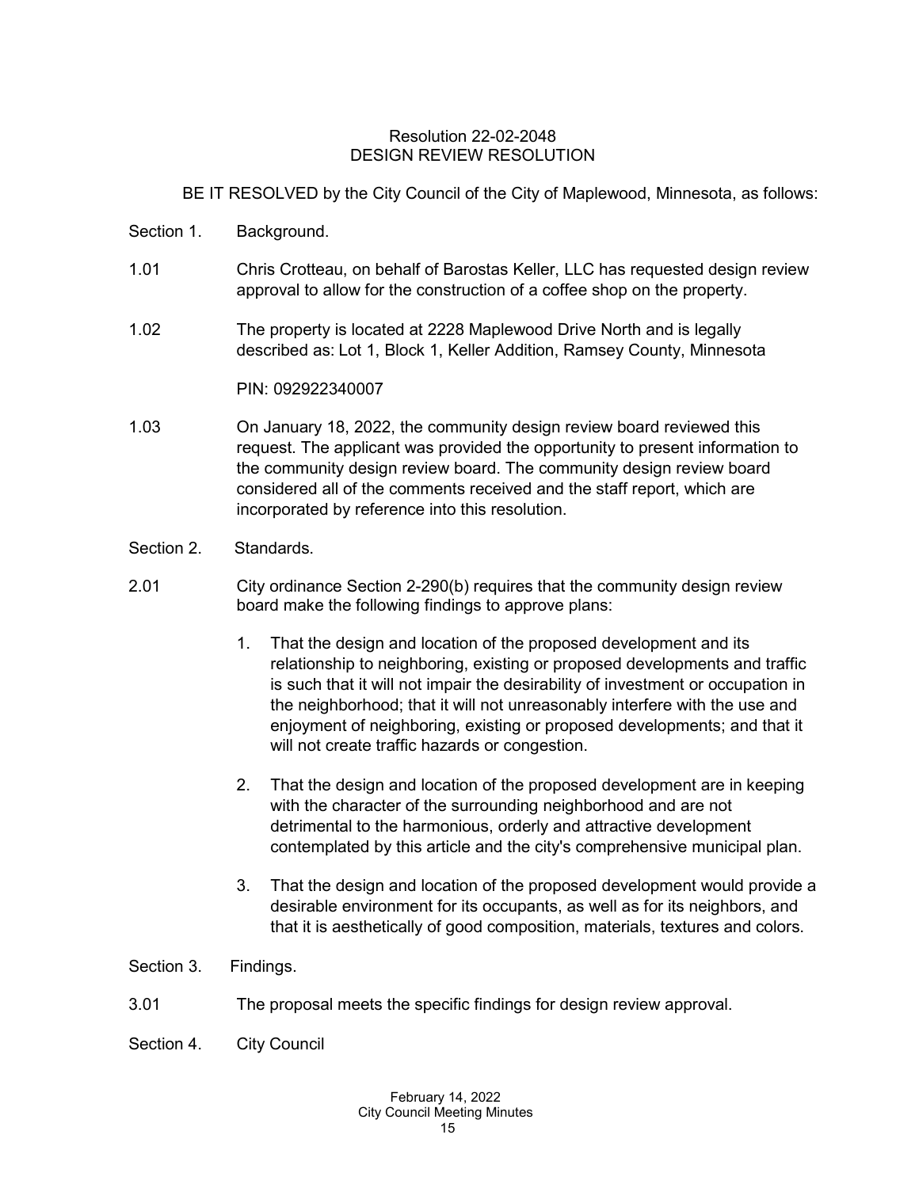Resolution 22-02-2048
DESIGN REVIEW RESOLUTION

BE IT RESOLVED by the City Council of the City of Maplewood, Minnesota, as follows:

Section 1. Background.

1.01 Chris Crotteau, on behalf of Barostas Keller, LLC has requested design review approval to allow for the construction of a coffee shop on the property.

1.02 The property is located at 2228 Maplewood Drive North and is legally described as: Lot 1, Block 1, Keller Addition, Ramsey County, Minnesota

PIN: 092922340007

1.03 On January 18, 2022, the community design review board reviewed this request. The applicant was provided the opportunity to present information to the community design review board. The community design review board considered all of the comments received and the staff report, which are incorporated by reference into this resolution.

Section 2. Standards.

2.01 City ordinance Section 2-290(b) requires that the community design review board make the following findings to approve plans:

1. That the design and location of the proposed development and its relationship to neighboring, existing or proposed developments and traffic is such that it will not impair the desirability of investment or occupation in the neighborhood; that it will not unreasonably interfere with the use and enjoyment of neighboring, existing or proposed developments; and that it will not create traffic hazards or congestion.

2. That the design and location of the proposed development are in keeping with the character of the surrounding neighborhood and are not detrimental to the harmonious, orderly and attractive development contemplated by this article and the city's comprehensive municipal plan.

3. That the design and location of the proposed development would provide a desirable environment for its occupants, as well as for its neighbors, and that it is aesthetically of good composition, materials, textures and colors.

Section 3. Findings.

3.01 The proposal meets the specific findings for design review approval.

Section 4. City Council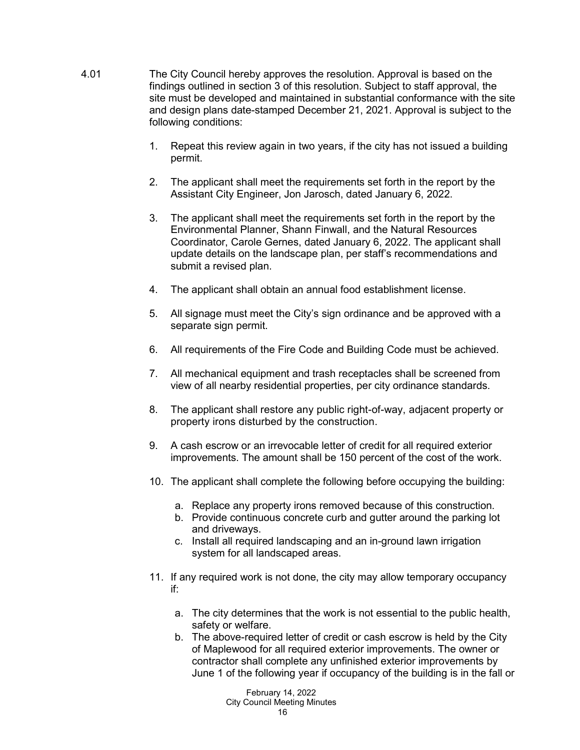4.01 The City Council hereby approves the resolution. Approval is based on the findings outlined in section 3 of this resolution. Subject to staff approval, the site must be developed and maintained in substantial conformance with the site and design plans date-stamped December 21, 2021. Approval is subject to the following conditions:

1. Repeat this review again in two years, if the city has not issued a building permit.

2. The applicant shall meet the requirements set forth in the report by the Assistant City Engineer, Jon Jarosch, dated January 6, 2022.

3. The applicant shall meet the requirements set forth in the report by the Environmental Planner, Shann Finwall, and the Natural Resources Coordinator, Carole Gernes, dated January 6, 2022. The applicant shall update details on the landscape plan, per staff's recommendations and submit a revised plan.

4. The applicant shall obtain an annual food establishment license.

5. All signage must meet the City's sign ordinance and be approved with a separate sign permit.

6. All requirements of the Fire Code and Building Code must be achieved.

7. All mechanical equipment and trash receptacles shall be screened from view of all nearby residential properties, per city ordinance standards.

8. The applicant shall restore any public right-of-way, adjacent property or property irons disturbed by the construction.

9. A cash escrow or an irrevocable letter of credit for all required exterior improvements. The amount shall be 150 percent of the cost of the work.

10. The applicant shall complete the following before occupying the building:

    a. Replace any property irons removed because of this construction.
    b. Provide continuous concrete curb and gutter around the parking lot and driveways.
    c. Install all required landscaping and an in-ground lawn irrigation system for all landscaped areas.

11. If any required work is not done, the city may allow temporary occupancy if:

    a. The city determines that the work is not essential to the public health, safety or welfare.
    b. The above-required letter of credit or cash escrow is held by the City of Maplewood for all required exterior improvements. The owner or contractor shall complete any unfinished exterior improvements by June 1 of the following year if occupancy of the building is in the fall or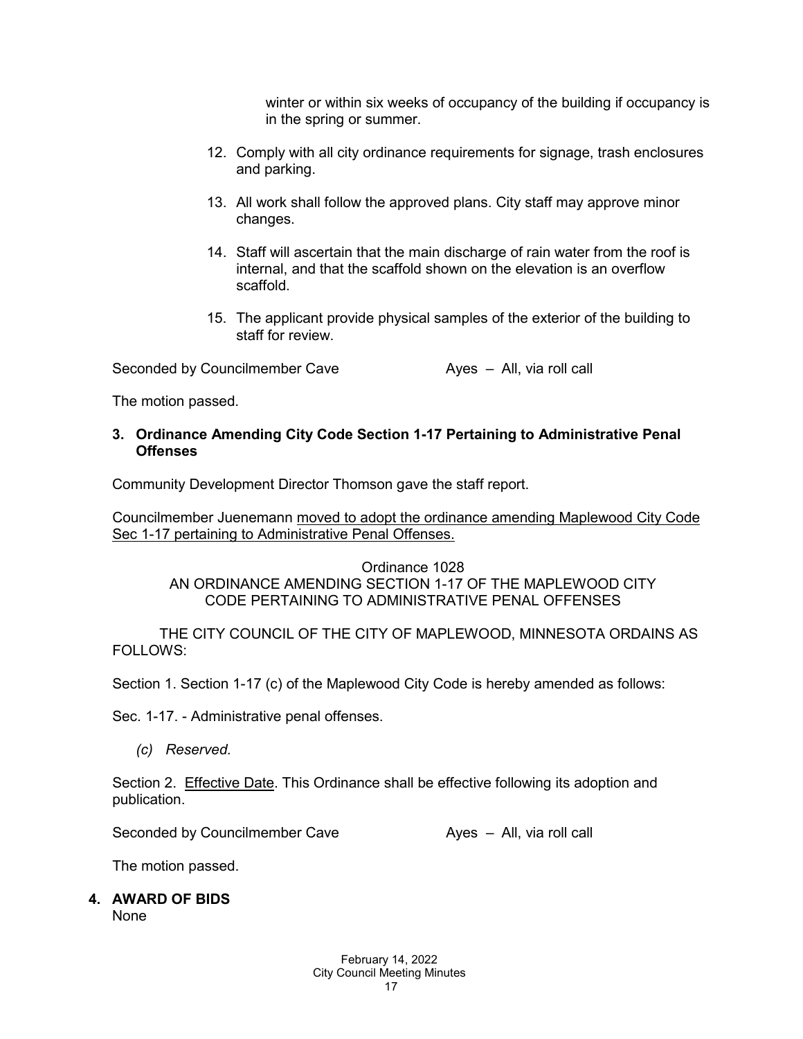winter or within six weeks of occupancy of the building if occupancy is in the spring or summer.

12. Comply with all city ordinance requirements for signage, trash enclosures and parking.

13. All work shall follow the approved plans. City staff may approve minor changes.

14. Staff will ascertain that the main discharge of rain water from the roof is internal, and that the scaffold shown on the elevation is an overflow scaffold.

15. The applicant provide physical samples of the exterior of the building to staff for review.

Seconded by Councilmember Cave Ayes – All, via roll call

The motion passed.

**3. Ordinance Amending City Code Section 1-17 Pertaining to Administrative Penal Offenses**

Community Development Director Thomson gave the staff report.

Councilmember Juenemann moved to adopt the ordinance amending Maplewood City Code Sec 1-17 pertaining to Administrative Penal Offenses.

Ordinance 1028
AN ORDINANCE AMENDING SECTION 1-17 OF THE MAPLEWOOD CITY CODE PERTAINING TO ADMINISTRATIVE PENAL OFFENSES

THE CITY COUNCIL OF THE CITY OF MAPLEWOOD, MINNESOTA ORDAINS AS FOLLOWS:

Section 1. Section 1-17 (c) of the Maplewood City Code is hereby amended as follows:

Sec. 1-17. - Administrative penal offenses.

*(c) Reserved.*

Section 2. Effective Date. This Ordinance shall be effective following its adoption and publication.

Seconded by Councilmember Cave Ayes – All, via roll call

The motion passed.

**4. AWARD OF BIDS**

None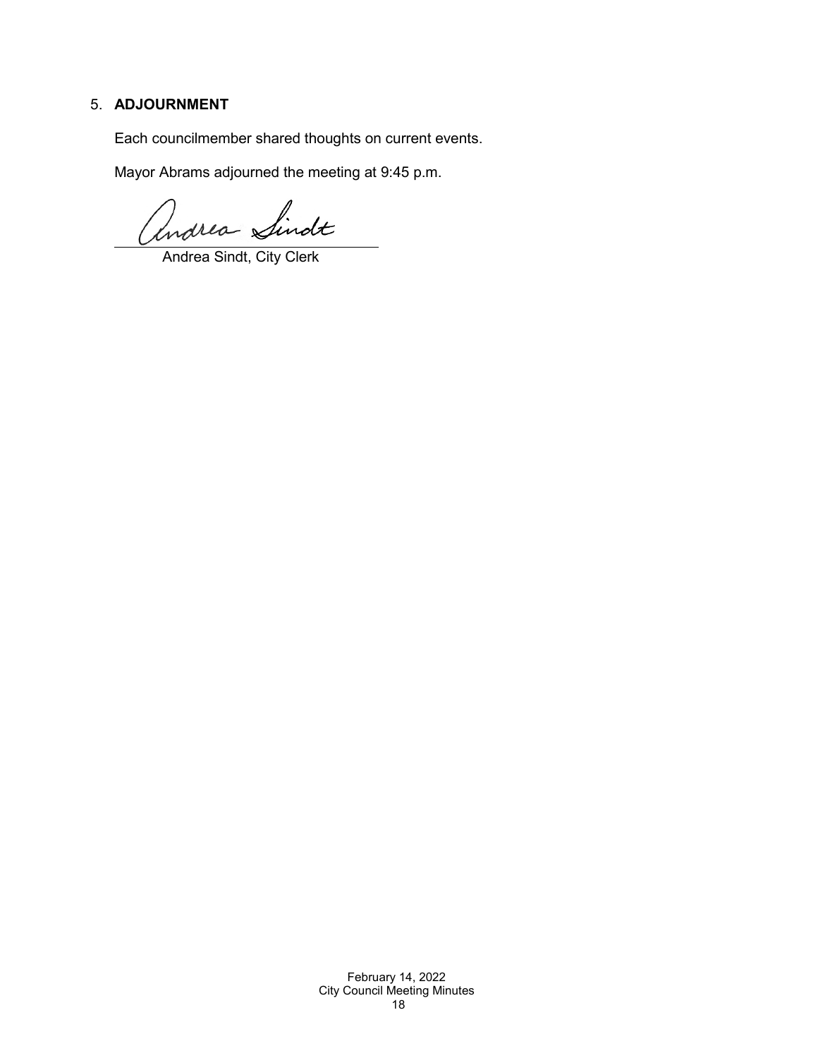5. **ADJOURNMENT**

Each councilmember shared thoughts on current events.

Mayor Abrams adjourned the meeting at 9:45 p.m.

Andrea Sindt

Andrea Sindt, City Clerk